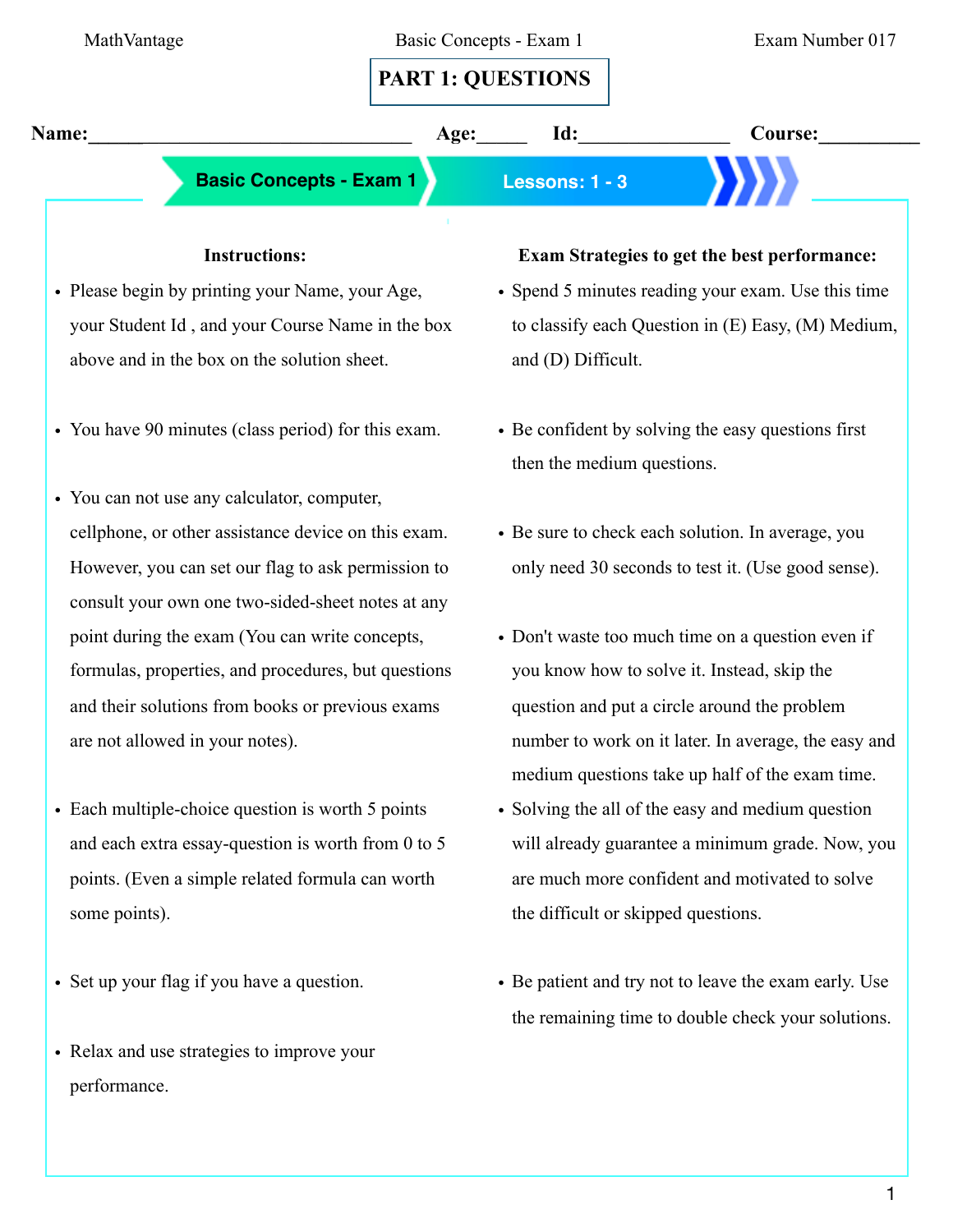# PART 1: QUESTIONS

**Name:**________________________________ **Age:**_____ **Id:**_______________ **Course:**__________

**Basic Concepts - Exam 1** | **Lessons: 1 - 3**

### Instructions:

- Please begin by printing your Name, your Age, your Student Id , and your Course Name in the box above and in the box on the solution sheet.
- You have 90 minutes (class period) for this exam.
- You can not use any calculator, computer, cellphone, or other assistance device on this exam. However, you can set our flag to ask permission to consult your own one two-sided-sheet notes at any point during the exam (You can write concepts, formulas, properties, and procedures, but questions and their solutions from books or previous exams are not allowed in your notes).
- Each multiple-choice question is worth 5 points and each extra essay-question is worth from 0 to 5 points. (Even a simple related formula can worth some points).
- Set up your flag if you have a question.
- Relax and use strategies to improve your performance.

### Exam Strategies to get the best performance:

- Spend 5 minutes reading your exam. Use this time to classify each Question in (E) Easy, (M) Medium, and (D) Difficult.
- Be confident by solving the easy questions first then the medium questions.
- Be sure to check each solution. In average, you only need 30 seconds to test it. (Use good sense).
- Don't waste too much time on a question even if you know how to solve it. Instead, skip the question and put a circle around the problem number to work on it later. In average, the easy and medium questions take up half of the exam time.
- Solving the all of the easy and medium question will already guarantee a minimum grade. Now, you are much more confident and motivated to solve the difficult or skipped questions.
- Be patient and try not to leave the exam early. Use the remaining time to double check your solutions.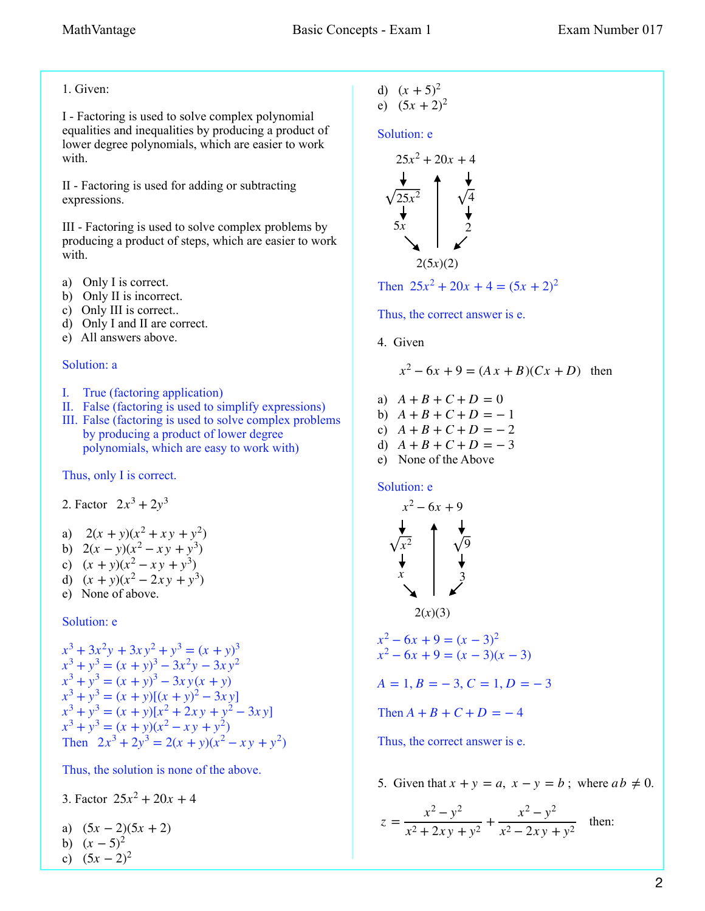1. Given:

I - Factoring is used to solve complex polynomial equalities and inequalities by producing a product of lower degree polynomials, which are easier to work with.

II - Factoring is used for adding or subtracting expressions.

III - Factoring is used to solve complex problems by producing a product of steps, which are easier to work with.

a) Only I is correct.
b) Only II is incorrect.
c) Only III is correct..
d) Only I and II are correct.
e) All answers above.

Solution: a

I. True (factoring application)
II. False (factoring is used to simplify expressions)
III. False (factoring is used to solve complex problems by producing a product of lower degree polynomials, which are easy to work with)

Thus, only I is correct.

2. Factor $2x^3 + 2y^3$

a) $2(x+y)(x^2+xy+y^2)$
b) $2(x-y)(x^2-xy+y^3)$
c) $(x+y)(x^2-xy+y^3)$
d) $(x+y)(x^2-2xy+y^3)$
e) None of above.

Solution: e

$x^3+3x^2y+3xy^2+y^3=(x+y)^3$
$x^3+y^3=(x+y)^3-3x^2y-3xy^2$
$x^3+y^3=(x+y)^3-3xy(x+y)$
$x^3+y^3=(x+y)[(x+y)^2-3xy]$
$x^3+y^3=(x+y)[x^2+2xy+y^2-3xy]$
$x^3+y^3=(x+y)(x^2-xy+y^2)$
Then $2x^3+2y^3=2(x+y)(x^2-xy+y^2)$

Thus, the solution is none of the above.

3. Factor $25x^2+20x+4$

a) $(5x-2)(5x+2)$
b) $(x-5)^2$
c) $(5x-2)^2$
d) $(x+5)^2$
e) $(5x+2)^2$

Solution: e

$25x^2+20x+4$: $\sqrt{25x^2} = 5x$, $\sqrt{4} = 2$, $2(5x)(2)$

Then $25x^2+20x+4=(5x+2)^2$

Thus, the correct answer is e.

4. Given

$$x^2-6x+9=(Ax+B)(Cx+D) \quad \text{then}$$

a) $A+B+C+D=0$
b) $A+B+C+D=-1$
c) $A+B+C+D=-2$
d) $A+B+C+D=-3$
e) None of the Above

Solution: e

$x^2-6x+9$: $\sqrt{x^2} = x$, $\sqrt{9} = 3$, $2(x)(3)$

$x^2-6x+9=(x-3)^2$
$x^2-6x+9=(x-3)(x-3)$

$A=1, B=-3, C=1, D=-3$

Then $A+B+C+D=-4$

Thus, the correct answer is e.

5. Given that $x+y=a,\ x-y=b$; where $ab \neq 0$.

$$z=\frac{x^2-y^2}{x^2+2xy+y^2}+\frac{x^2-y^2}{x^2-2xy+y^2} \quad \text{then:}$$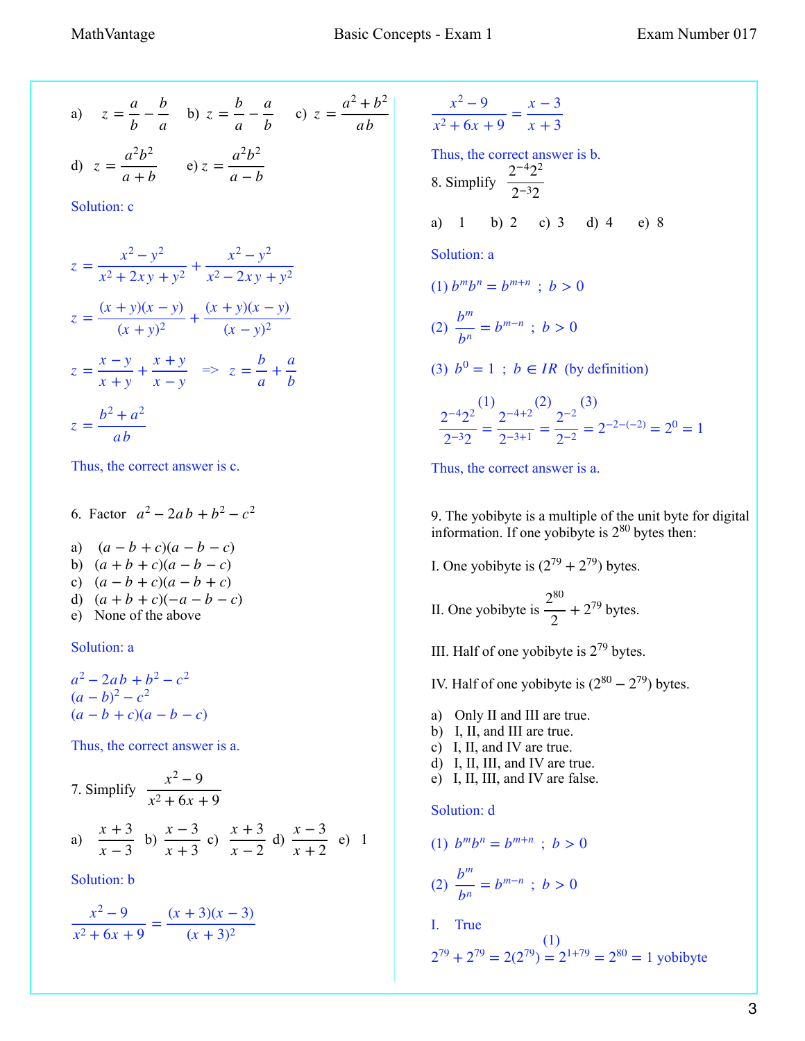a) $z = \dfrac{a}{b} - \dfrac{b}{a}$ b) $z = \dfrac{b}{a} - \dfrac{a}{b}$ c) $z = \dfrac{a^2 + b^2}{ab}$

d) $z = \dfrac{a^2b^2}{a+b}$ e) $z = \dfrac{a^2b^2}{a-b}$

Solution: c

$$z = \frac{x^2 - y^2}{x^2 + 2xy + y^2} + \frac{x^2 - y^2}{x^2 - 2xy + y^2}$$

$$z = \frac{(x+y)(x-y)}{(x+y)^2} + \frac{(x+y)(x-y)}{(x-y)^2}$$

$$z = \frac{x-y}{x+y} + \frac{x+y}{x-y} \quad => \quad z = \frac{b}{a} + \frac{a}{b}$$

$$z = \frac{b^2 + a^2}{ab}$$

Thus, the correct answer is c.

6. Factor $a^2 - 2ab + b^2 - c^2$

a) $(a - b + c)(a - b - c)$
b) $(a + b + c)(a - b - c)$
c) $(a - b + c)(a - b + c)$
d) $(a + b + c)(-a - b - c)$
e) None of the above

Solution: a

$a^2 - 2ab + b^2 - c^2$
$(a - b)^2 - c^2$
$(a - b + c)(a - b - c)$

Thus, the correct answer is a.

7. Simplify $\dfrac{x^2 - 9}{x^2 + 6x + 9}$

a) $\dfrac{x+3}{x-3}$ b) $\dfrac{x-3}{x+3}$ c) $\dfrac{x+3}{x-2}$ d) $\dfrac{x-3}{x+2}$ e) 1

Solution: b

$$\frac{x^2 - 9}{x^2 + 6x + 9} = \frac{(x+3)(x-3)}{(x+3)^2}$$

$$\frac{x^2 - 9}{x^2 + 6x + 9} = \frac{x-3}{x+3}$$

Thus, the correct answer is b.

8. Simplify $\dfrac{2^{-4}2^2}{2^{-3}2}$

a) 1 b) 2 c) 3 d) 4 e) 8

Solution: a

(1) $b^m b^n = b^{m+n}$ ; $b > 0$

(2) $\dfrac{b^m}{b^n} = b^{m-n}$ ; $b > 0$

(3) $b^0 = 1$ ; $b \in IR$ (by definition)

$$\frac{2^{-4}2^2}{2^{-3}2} \overset{(1)}{=} \frac{2^{-4+2}}{2^{-3+1}} \overset{(2)}{=} \frac{2^{-2}}{2^{-2}} \overset{(3)}{=} 2^{-2-(-2)} = 2^0 = 1$$

Thus, the correct answer is a.

9. The yobibyte is a multiple of the unit byte for digital information. If one yobibyte is $2^{80}$ bytes then:

I. One yobibyte is $(2^{79} + 2^{79})$ bytes.

II. One yobibyte is $\dfrac{2^{80}}{2} + 2^{79}$ bytes.

III. Half of one yobibyte is $2^{79}$ bytes.

IV. Half of one yobibyte is $(2^{80} - 2^{79})$ bytes.

a) Only II and III are true.
b) I, II, and III are true.
c) I, II, and IV are true.
d) I, II, III, and IV are true.
e) I, II, III, and IV are false.

Solution: d

(1) $b^m b^n = b^{m+n}$ ; $b > 0$

(2) $\dfrac{b^m}{b^n} = b^{m-n}$ ; $b > 0$

I. True

$$2^{79} + 2^{79} = 2(2^{79}) \overset{(1)}{=} 2^{1+79} = 2^{80} = 1 \text{ yobibyte}$$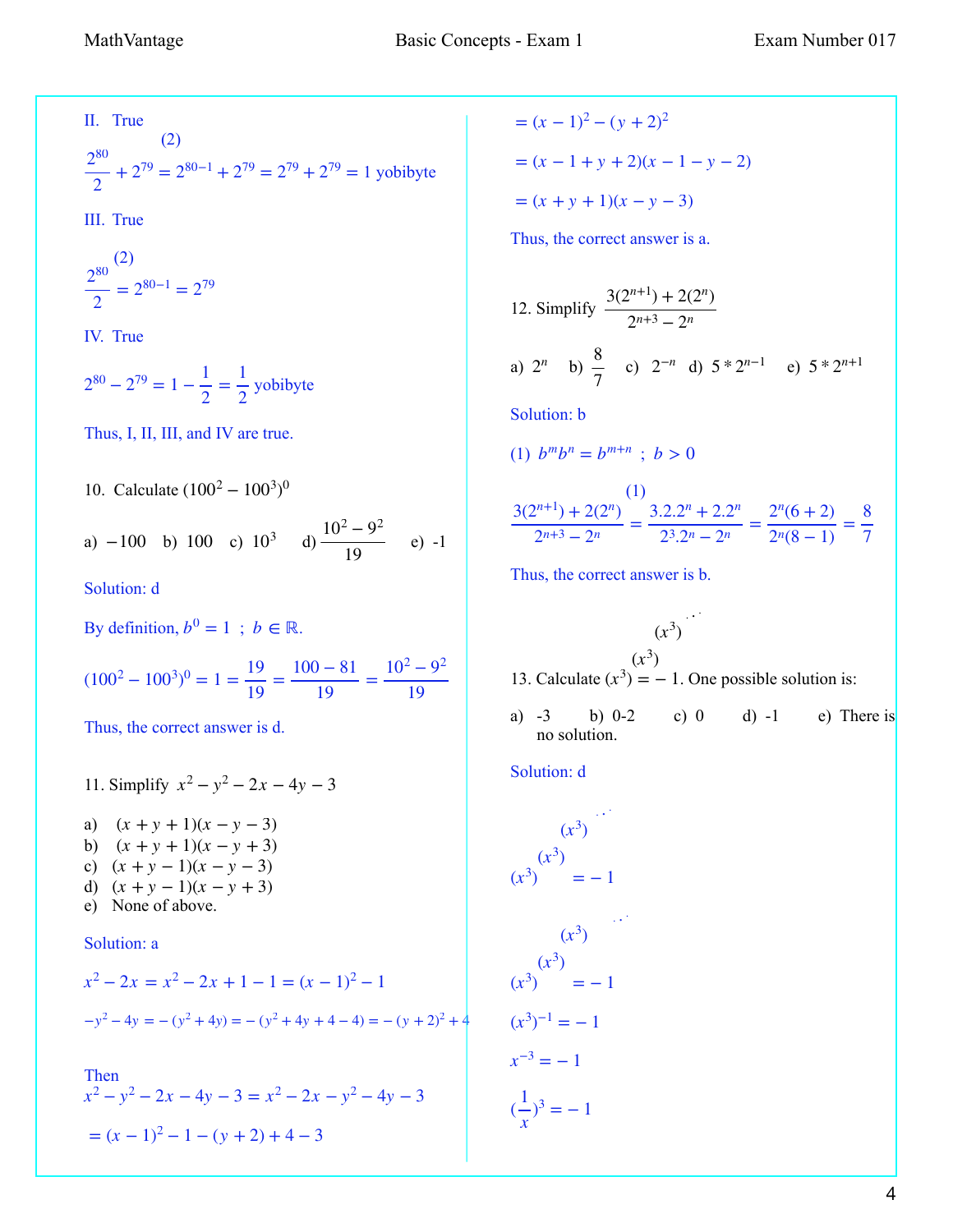II. True

$$\frac{2^{80}}{2} + 2^{79} \overset{(2)}{=} 2^{80-1} + 2^{79} = 2^{79} + 2^{79} = 1 \text{ yobibyte}$$

III. True

$$\frac{2^{80}}{2} \overset{(2)}{=} 2^{80-1} = 2^{79}$$

IV. True

$$2^{80} - 2^{79} = 1 - \frac{1}{2} = \frac{1}{2} \text{ yobibyte}$$

Thus, I, II, III, and IV are true.

10. Calculate $(100^2 - 100^3)^0$

a) $-100$ b) $100$ c) $10^3$ d) $\dfrac{10^2 - 9^2}{19}$ e) -1

Solution: d

By definition, $b^0 = 1$ ; $b \in \mathbb{R}$.

$$(100^2 - 100^3)^0 = 1 = \frac{19}{19} = \frac{100 - 81}{19} = \frac{10^2 - 9^2}{19}$$

Thus, the correct answer is d.

11. Simplify $x^2 - y^2 - 2x - 4y - 3$

a) $(x + y + 1)(x - y - 3)$
b) $(x + y + 1)(x - y + 3)$
c) $(x + y - 1)(x - y - 3)$
d) $(x + y - 1)(x - y + 3)$
e) None of above.

Solution: a

$$x^2 - 2x = x^2 - 2x + 1 - 1 = (x - 1)^2 - 1$$

$$-y^2 - 4y = -(y^2 + 4y) = -(y^2 + 4y + 4 - 4) = -(y + 2)^2 + 4$$

Then

$$x^2 - y^2 - 2x - 4y - 3 = x^2 - 2x - y^2 - 4y - 3$$

$$= (x - 1)^2 - 1 - (y + 2) + 4 - 3$$

$$= (x - 1)^2 - (y + 2)^2$$

$$= (x - 1 + y + 2)(x - 1 - y - 2)$$

$$= (x + y + 1)(x - y - 3)$$

Thus, the correct answer is a.

12. Simplify $\dfrac{3(2^{n+1}) + 2(2^n)}{2^{n+3} - 2^n}$

a) $2^n$ b) $\dfrac{8}{7}$ c) $2^{-n}$ d) $5 * 2^{n-1}$ e) $5 * 2^{n+1}$

Solution: b

(1) $b^m b^n = b^{m+n}$ ; $b > 0$

$$\frac{3(2^{n+1}) + 2(2^n)}{2^{n+3} - 2^n} \overset{(1)}{=} \frac{3.2.2^n + 2.2^n}{2^3.2^n - 2^n} = \frac{2^n(6 + 2)}{2^n(8 - 1)} = \frac{8}{7}$$

Thus, the correct answer is b.

13. Calculate $(x^3)^{(x^3)^{(x^3)^{\cdot^{\cdot^{\cdot}}}}} = -1$. One possible solution is:

a) -3 b) 0-2 c) 0 d) -1 e) There is no solution.

Solution: d

$$(x^3)^{(x^3)^{(x^3)^{\cdot^{\cdot^{\cdot}}}}} = -1$$

$$(x^3)^{(x^3)^{(x^3)^{\cdot^{\cdot^{\cdot}}}}} = -1$$

$$(x^3)^{-1} = -1$$

$$x^{-3} = -1$$

$$\left(\frac{1}{x}\right)^3 = -1$$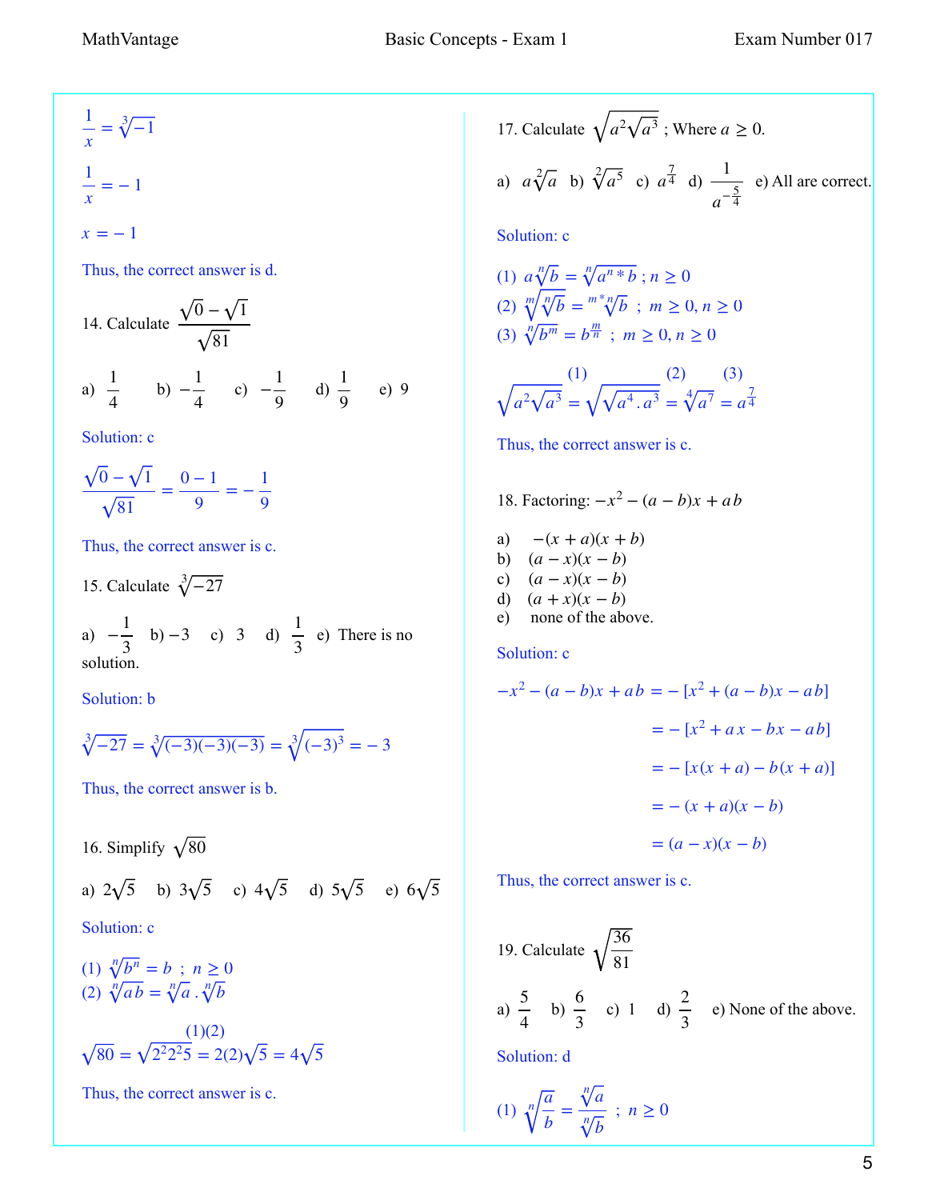$$\frac{1}{x} = \sqrt[3]{-1}$$

$$\frac{1}{x} = -1$$

$$x = -1$$

Thus, the correct answer is d.

14. Calculate $\dfrac{\sqrt{0}-\sqrt{1}}{\sqrt{81}}$

a) $\dfrac{1}{4}$ b) $-\dfrac{1}{4}$ c) $-\dfrac{1}{9}$ d) $\dfrac{1}{9}$ e) 9

Solution: c

$$\frac{\sqrt{0}-\sqrt{1}}{\sqrt{81}} = \frac{0-1}{9} = -\frac{1}{9}$$

Thus, the correct answer is c.

15. Calculate $\sqrt[3]{-27}$

a) $-\dfrac{1}{3}$ b) $-3$ c) 3 d) $\dfrac{1}{3}$ e) There is no solution.

Solution: b

$$\sqrt[3]{-27} = \sqrt[3]{(-3)(-3)(-3)} = \sqrt[3]{(-3)^3} = -3$$

Thus, the correct answer is b.

16. Simplify $\sqrt{80}$

a) $2\sqrt{5}$ b) $3\sqrt{5}$ c) $4\sqrt{5}$ d) $5\sqrt{5}$ e) $6\sqrt{5}$

Solution: c

(1) $\sqrt[n]{b^n} = b$ ; $n \geq 0$
(2) $\sqrt[n]{ab} = \sqrt[n]{a}\,.\sqrt[n]{b}$

$$\sqrt{80} = \sqrt{2^2 2^2 5} \overset{(1)(2)}{=} 2(2)\sqrt{5} = 4\sqrt{5}$$

Thus, the correct answer is c.

17. Calculate $\sqrt{a^2\sqrt{a^3}}$ ; Where $a \geq 0$.

a) $a\sqrt[2]{a}$ b) $\sqrt[2]{a^5}$ c) $a^{\frac{7}{4}}$ d) $\dfrac{1}{a^{-\frac{5}{4}}}$ e) All are correct.

Solution: c

(1) $a\sqrt[n]{b} = \sqrt[n]{a^n * b}$ ; $n \geq 0$
(2) $\sqrt[m]{\sqrt[n]{b}} = \sqrt[m*n]{b}$ ; $m \geq 0, n \geq 0$
(3) $\sqrt[n]{b^m} = b^{\frac{m}{n}}$ ; $m \geq 0, n \geq 0$

$$\sqrt{a^2\sqrt{a^3}} \overset{(1)}{=} \sqrt{\sqrt{a^4 . a^3}} \overset{(2)}{=} \sqrt[4]{a^7} \overset{(3)}{=} a^{\frac{7}{4}}$$

Thus, the correct answer is c.

18. Factoring: $-x^2 - (a-b)x + ab$

a) $-(x+a)(x+b)$
b) $(a-x)(x-b)$
c) $(a-x)(x-b)$
d) $(a+x)(x-b)$
e) none of the above.

Solution: c

$$\begin{aligned}
-x^2 - (a-b)x + ab &= -[x^2 + (a-b)x - ab] \\
&= -[x^2 + ax - bx - ab] \\
&= -[x(x+a) - b(x+a)] \\
&= -(x+a)(x-b) \\
&= (a-x)(x-b)
\end{aligned}$$

Thus, the correct answer is c.

19. Calculate $\sqrt{\dfrac{36}{81}}$

a) $\dfrac{5}{4}$ b) $\dfrac{6}{3}$ c) 1 d) $\dfrac{2}{3}$ e) None of the above.

Solution: d

(1) $\sqrt[n]{\dfrac{a}{b}} = \dfrac{\sqrt[n]{a}}{\sqrt[n]{b}}$ ; $n \geq 0$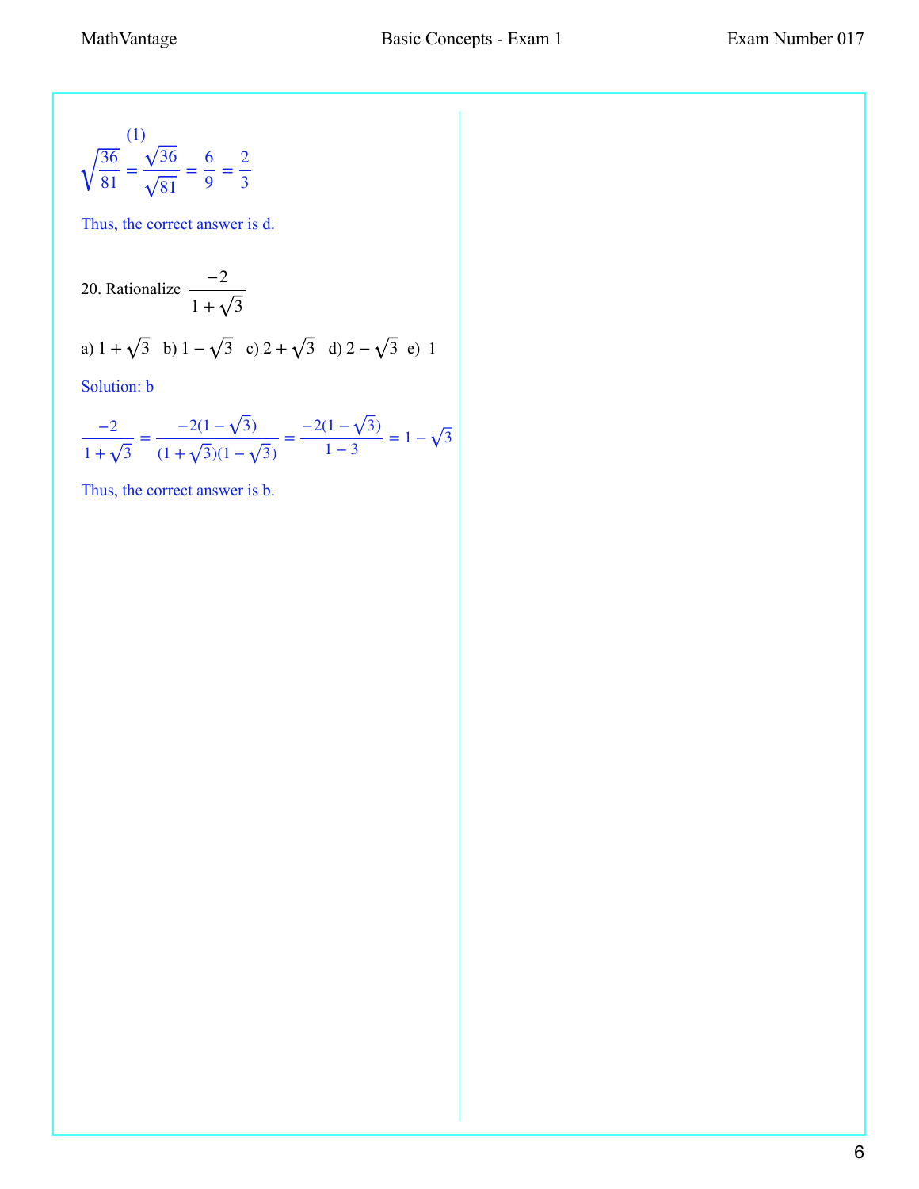$$\sqrt{\frac{36}{81}} \overset{(1)}{=} \frac{\sqrt{36}}{\sqrt{81}} = \frac{6}{9} = \frac{2}{3}$$

Thus, the correct answer is d.

20. Rationalize $\dfrac{-2}{1+\sqrt{3}}$

a) $1+\sqrt{3}$ b) $1-\sqrt{3}$ c) $2+\sqrt{3}$ d) $2-\sqrt{3}$ e) $1$

Solution: b

$$\frac{-2}{1+\sqrt{3}} = \frac{-2(1-\sqrt{3})}{(1+\sqrt{3})(1-\sqrt{3})} = \frac{-2(1-\sqrt{3})}{1-3} = 1-\sqrt{3}$$

Thus, the correct answer is b.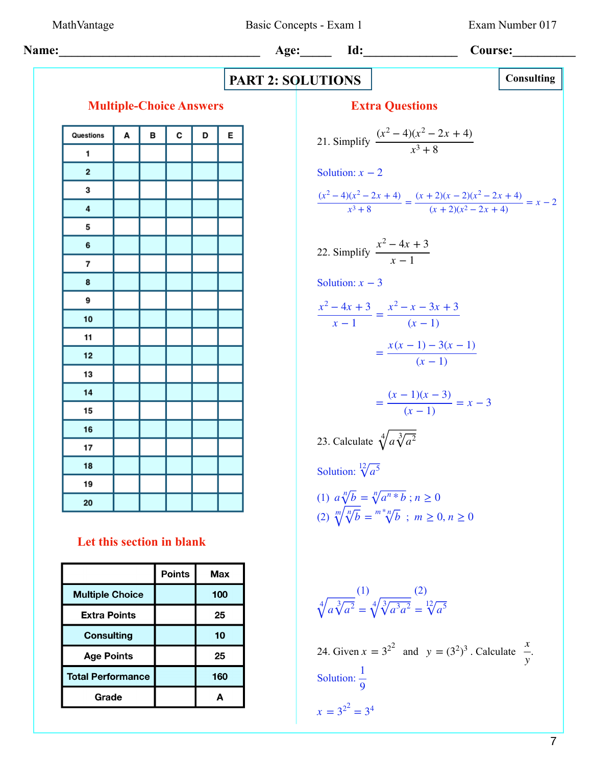Name:________________________________ Age:_____ Id:_______________ Course:__________

# PART 2: SOLUTIONS

**Consulting**

## Multiple-Choice Answers

| Questions | A | B | C | D | E |
|---|---|---|---|---|---|
| 1 | | | | | |
| 2 | | | | | |
| 3 | | | | | |
| 4 | | | | | |
| 5 | | | | | |
| 6 | | | | | |
| 7 | | | | | |
| 8 | | | | | |
| 9 | | | | | |
| 10 | | | | | |
| 11 | | | | | |
| 12 | | | | | |
| 13 | | | | | |
| 14 | | | | | |
| 15 | | | | | |
| 16 | | | | | |
| 17 | | | | | |
| 18 | | | | | |
| 19 | | | | | |
| 20 | | | | | |

**Let this section in blank**

| | Points | Max |
|---|---|---|
| Multiple Choice | | 100 |
| Extra Points | | 25 |
| Consulting | | 10 |
| Age Points | | 25 |
| Total Performance | | 160 |
| Grade | | A |

## Extra Questions

21. Simplify $\dfrac{(x^2-4)(x^2-2x+4)}{x^3+8}$

Solution: $x-2$

$$\frac{(x^2-4)(x^2-2x+4)}{x^3+8} = \frac{(x+2)(x-2)(x^2-2x+4)}{(x+2)(x^2-2x+4)} = x-2$$

22. Simplify $\dfrac{x^2-4x+3}{x-1}$

Solution: $x-3$

$$\frac{x^2-4x+3}{x-1} = \frac{x^2-x-3x+3}{(x-1)}$$

$$= \frac{x(x-1)-3(x-1)}{(x-1)}$$

$$= \frac{(x-1)(x-3)}{(x-1)} = x-3$$

23. Calculate $\sqrt[4]{a\sqrt[3]{a^2}}$

Solution: $\sqrt[12]{a^5}$

(1) $a\sqrt[n]{b} = \sqrt[n]{a^n * b}\ ; n \geq 0$

(2) $\sqrt[m]{\sqrt[n]{b}} = \sqrt[m*n]{b}\ ;\ m \geq 0, n \geq 0$

$$\sqrt[4]{a\sqrt[3]{a^2}} \overset{(1)}{=} \sqrt[4]{\sqrt[3]{a^3a^2}} \overset{(2)}{=} \sqrt[12]{a^5}$$

24. Given $x = 3^{2^2}$ and $y = (3^2)^3$. Calculate $\dfrac{x}{y}$.

Solution: $\dfrac{1}{9}$

$x = 3^{2^2} = 3^4$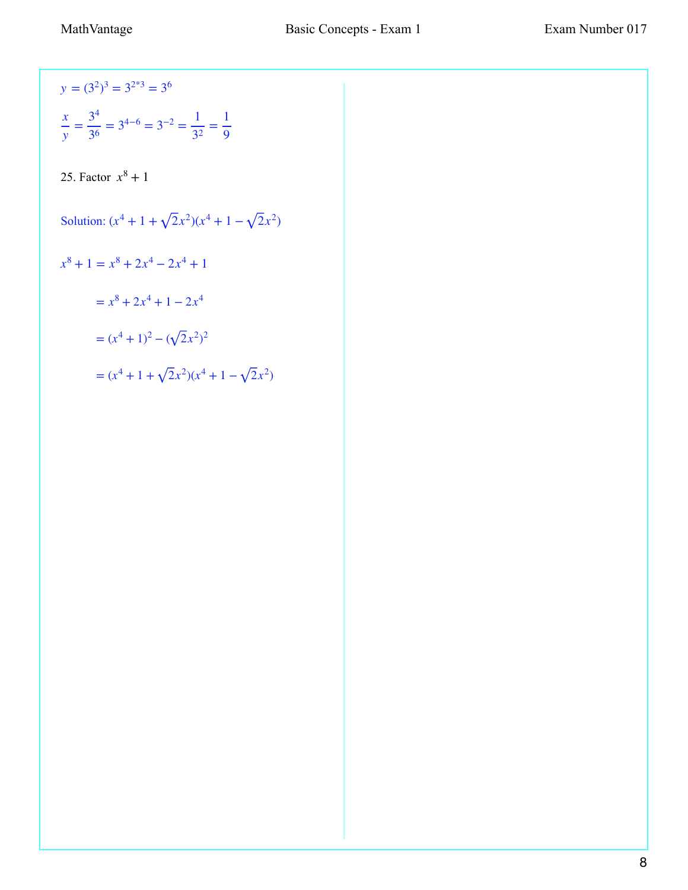$y = (3^2)^3 = 3^{2*3} = 3^6$

$\dfrac{x}{y} = \dfrac{3^4}{3^6} = 3^{4-6} = 3^{-2} = \dfrac{1}{3^2} = \dfrac{1}{9}$

25. Factor $x^8 + 1$

Solution: $(x^4 + 1 + \sqrt{2}x^2)(x^4 + 1 - \sqrt{2}x^2)$

$x^8 + 1 = x^8 + 2x^4 - 2x^4 + 1$

$= x^8 + 2x^4 + 1 - 2x^4$

$= (x^4 + 1)^2 - (\sqrt{2}x^2)^2$

$= (x^4 + 1 + \sqrt{2}x^2)(x^4 + 1 - \sqrt{2}x^2)$